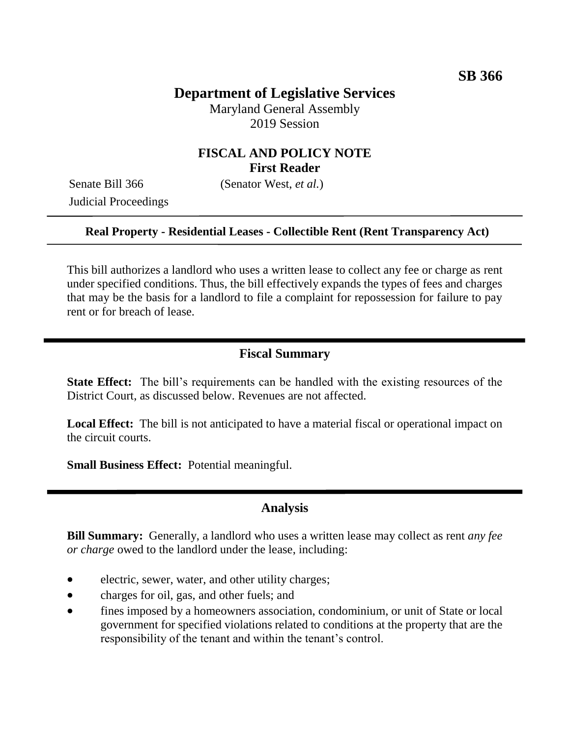SB 366

# Department of Legislative Services

Maryland General Assembly
2019 Session

## FISCAL AND POLICY NOTE
**First Reader**

Senate Bill 366 (Senator West, *et al.*)
Judicial Proceedings

---

**Real Property - Residential Leases - Collectible Rent (Rent Transparency Act)**

---

This bill authorizes a landlord who uses a written lease to collect any fee or charge as rent under specified conditions. Thus, the bill effectively expands the types of fees and charges that may be the basis for a landlord to file a complaint for repossession for failure to pay rent or for breach of lease.

---

## Fiscal Summary

**State Effect:** The bill's requirements can be handled with the existing resources of the District Court, as discussed below. Revenues are not affected.

**Local Effect:** The bill is not anticipated to have a material fiscal or operational impact on the circuit courts.

**Small Business Effect:** Potential meaningful.

---

## Analysis

**Bill Summary:** Generally, a landlord who uses a written lease may collect as rent *any fee or charge* owed to the landlord under the lease, including:

- electric, sewer, water, and other utility charges;
- charges for oil, gas, and other fuels; and
- fines imposed by a homeowners association, condominium, or unit of State or local government for specified violations related to conditions at the property that are the responsibility of the tenant and within the tenant's control.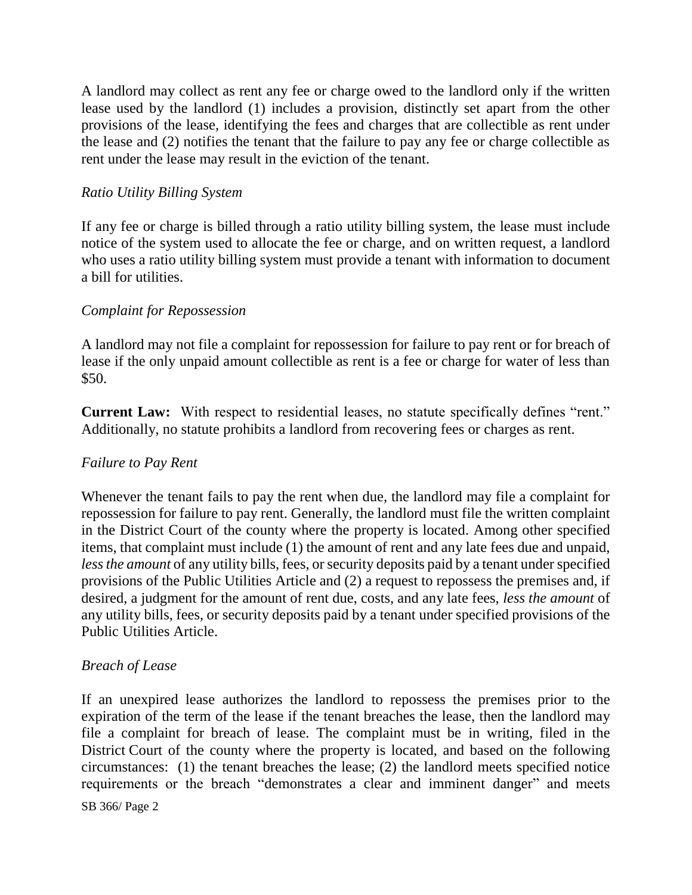A landlord may collect as rent any fee or charge owed to the landlord only if the written lease used by the landlord (1) includes a provision, distinctly set apart from the other provisions of the lease, identifying the fees and charges that are collectible as rent under the lease and (2) notifies the tenant that the failure to pay any fee or charge collectible as rent under the lease may result in the eviction of the tenant.

*Ratio Utility Billing System*

If any fee or charge is billed through a ratio utility billing system, the lease must include notice of the system used to allocate the fee or charge, and on written request, a landlord who uses a ratio utility billing system must provide a tenant with information to document a bill for utilities.

*Complaint for Repossession*

A landlord may not file a complaint for repossession for failure to pay rent or for breach of lease if the only unpaid amount collectible as rent is a fee or charge for water of less than $50.

**Current Law:** With respect to residential leases, no statute specifically defines "rent." Additionally, no statute prohibits a landlord from recovering fees or charges as rent.

*Failure to Pay Rent*

Whenever the tenant fails to pay the rent when due, the landlord may file a complaint for repossession for failure to pay rent. Generally, the landlord must file the written complaint in the District Court of the county where the property is located. Among other specified items, that complaint must include (1) the amount of rent and any late fees due and unpaid, *less the amount* of any utility bills, fees, or security deposits paid by a tenant under specified provisions of the Public Utilities Article and (2) a request to repossess the premises and, if desired, a judgment for the amount of rent due, costs, and any late fees, *less the amount* of any utility bills, fees, or security deposits paid by a tenant under specified provisions of the Public Utilities Article.

*Breach of Lease*

If an unexpired lease authorizes the landlord to repossess the premises prior to the expiration of the term of the lease if the tenant breaches the lease, then the landlord may file a complaint for breach of lease. The complaint must be in writing, filed in the District Court of the county where the property is located, and based on the following circumstances: (1) the tenant breaches the lease; (2) the landlord meets specified notice requirements or the breach "demonstrates a clear and imminent danger" and meets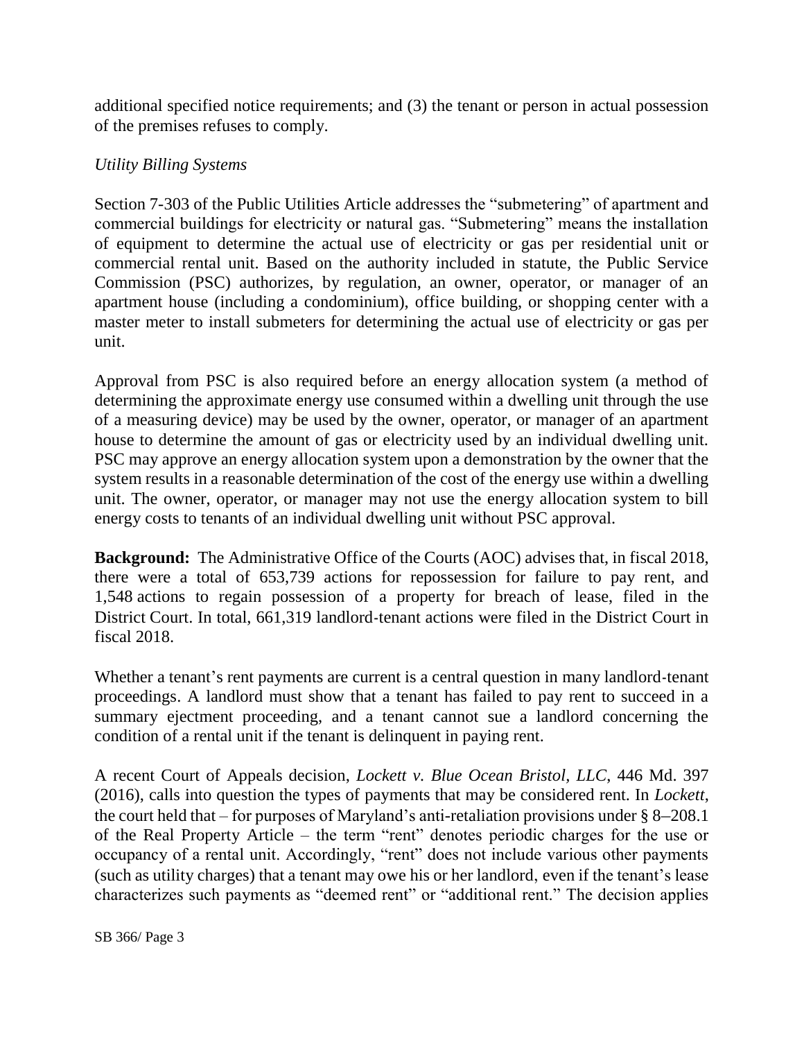additional specified notice requirements; and (3) the tenant or person in actual possession of the premises refuses to comply.

*Utility Billing Systems*

Section 7-303 of the Public Utilities Article addresses the "submetering" of apartment and commercial buildings for electricity or natural gas. "Submetering" means the installation of equipment to determine the actual use of electricity or gas per residential unit or commercial rental unit. Based on the authority included in statute, the Public Service Commission (PSC) authorizes, by regulation, an owner, operator, or manager of an apartment house (including a condominium), office building, or shopping center with a master meter to install submeters for determining the actual use of electricity or gas per unit.

Approval from PSC is also required before an energy allocation system (a method of determining the approximate energy use consumed within a dwelling unit through the use of a measuring device) may be used by the owner, operator, or manager of an apartment house to determine the amount of gas or electricity used by an individual dwelling unit. PSC may approve an energy allocation system upon a demonstration by the owner that the system results in a reasonable determination of the cost of the energy use within a dwelling unit. The owner, operator, or manager may not use the energy allocation system to bill energy costs to tenants of an individual dwelling unit without PSC approval.

**Background:** The Administrative Office of the Courts (AOC) advises that, in fiscal 2018, there were a total of 653,739 actions for repossession for failure to pay rent, and 1,548 actions to regain possession of a property for breach of lease, filed in the District Court. In total, 661,319 landlord-tenant actions were filed in the District Court in fiscal 2018.

Whether a tenant's rent payments are current is a central question in many landlord-tenant proceedings. A landlord must show that a tenant has failed to pay rent to succeed in a summary ejectment proceeding, and a tenant cannot sue a landlord concerning the condition of a rental unit if the tenant is delinquent in paying rent.

A recent Court of Appeals decision, *Lockett v. Blue Ocean Bristol, LLC*, 446 Md. 397 (2016), calls into question the types of payments that may be considered rent. In *Lockett*, the court held that – for purposes of Maryland's anti-retaliation provisions under § 8–208.1 of the Real Property Article – the term "rent" denotes periodic charges for the use or occupancy of a rental unit. Accordingly, "rent" does not include various other payments (such as utility charges) that a tenant may owe his or her landlord, even if the tenant's lease characterizes such payments as "deemed rent" or "additional rent." The decision applies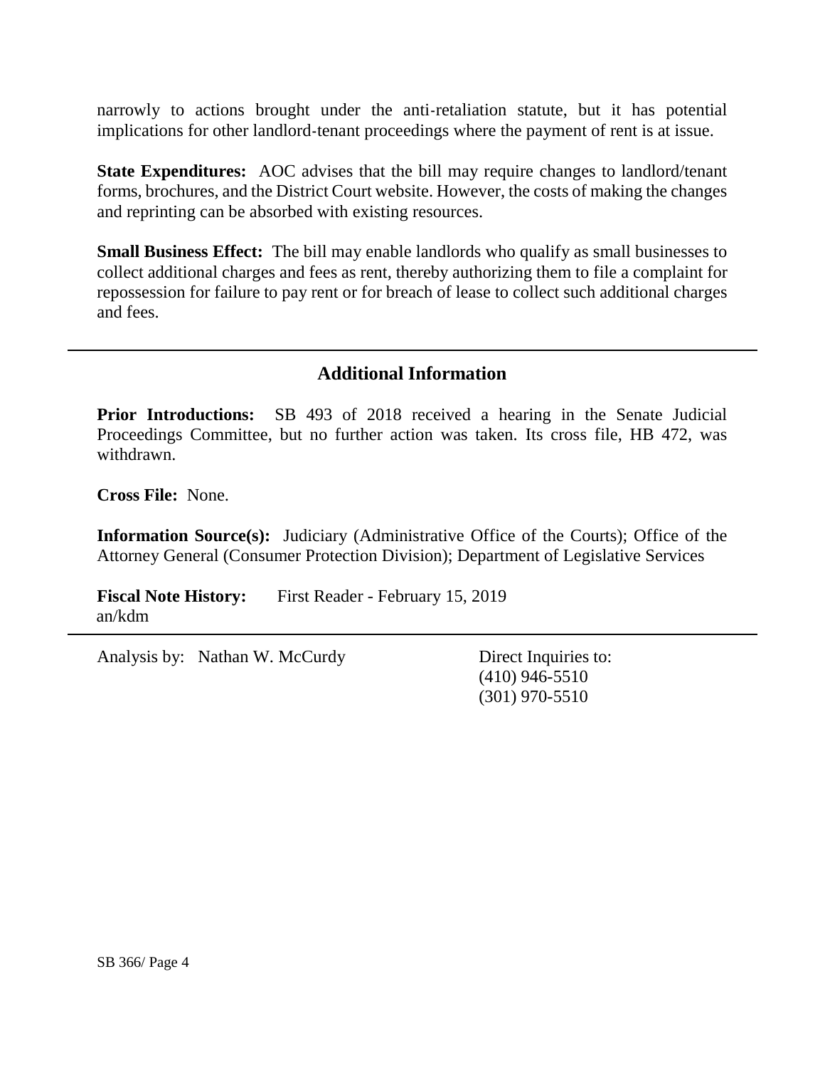narrowly to actions brought under the anti-retaliation statute, but it has potential implications for other landlord-tenant proceedings where the payment of rent is at issue.

**State Expenditures:** AOC advises that the bill may require changes to landlord/tenant forms, brochures, and the District Court website. However, the costs of making the changes and reprinting can be absorbed with existing resources.

**Small Business Effect:** The bill may enable landlords who qualify as small businesses to collect additional charges and fees as rent, thereby authorizing them to file a complaint for repossession for failure to pay rent or for breach of lease to collect such additional charges and fees.

---

## Additional Information

**Prior Introductions:** SB 493 of 2018 received a hearing in the Senate Judicial Proceedings Committee, but no further action was taken. Its cross file, HB 472, was withdrawn.

**Cross File:** None.

**Information Source(s):** Judiciary (Administrative Office of the Courts); Office of the Attorney General (Consumer Protection Division); Department of Legislative Services

**Fiscal Note History:** First Reader - February 15, 2019
an/kdm

---

Analysis by: Nathan W. McCurdy

Direct Inquiries to:
(410) 946-5510
(301) 970-5510